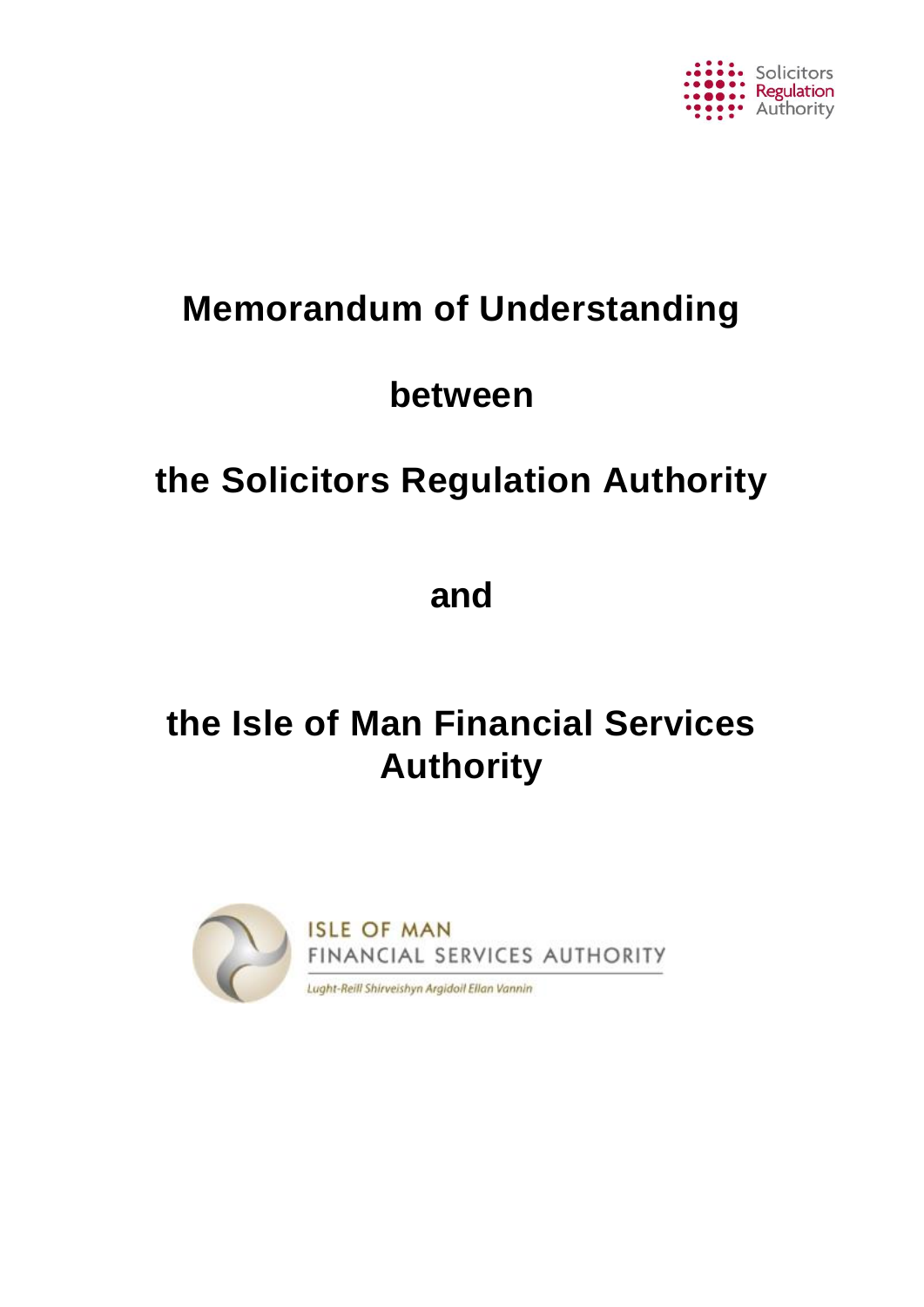# Memorandum of Understanding

# between

# the Solicitors Regulation Authority

# and

# the Isle of Man Financial Services Authority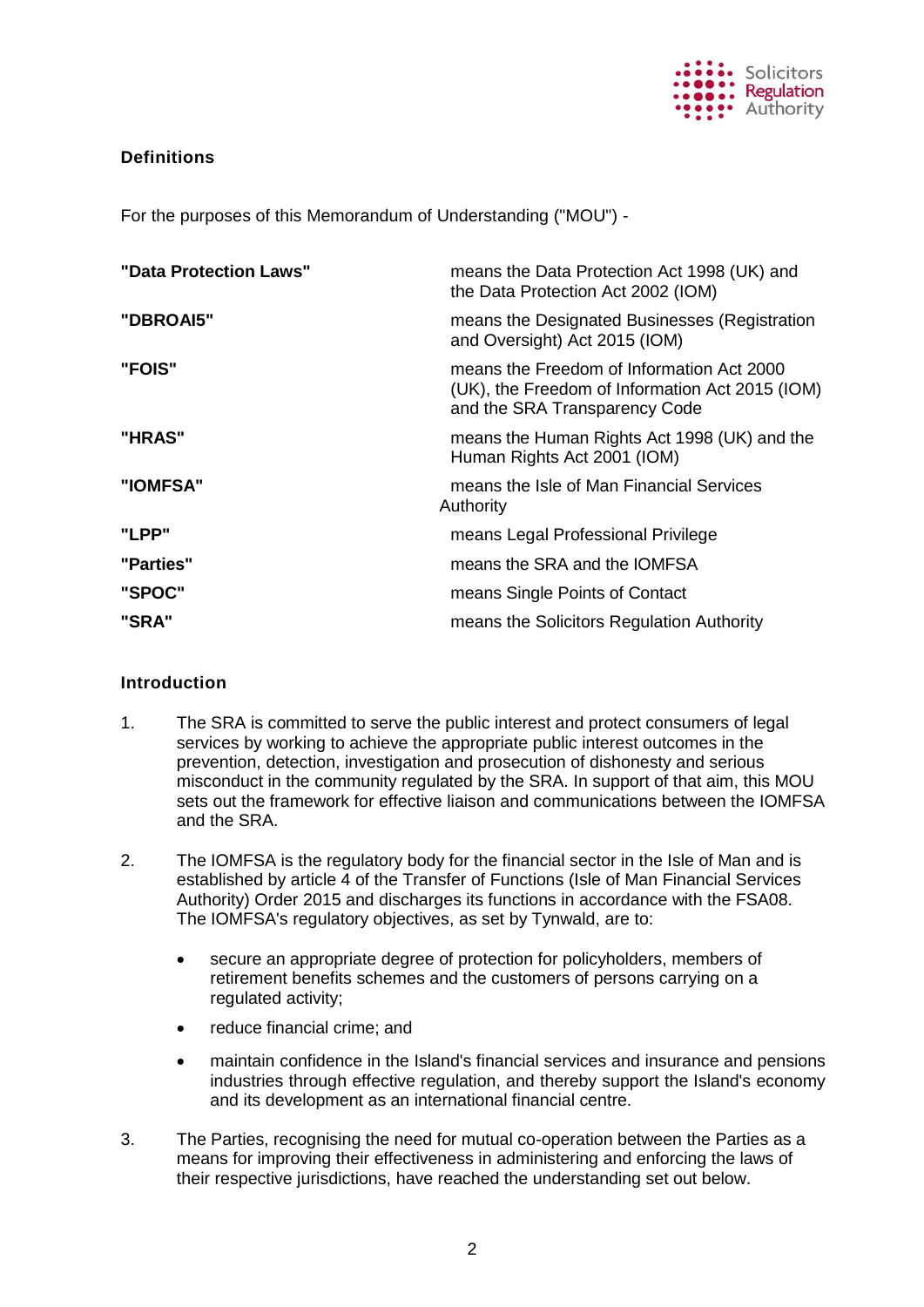## Definitions

For the purposes of this Memorandum of Understanding ("MOU") -

| | |
|---|---|
| **"Data Protection Laws"** | means the Data Protection Act 1998 (UK) and the Data Protection Act 2002 (IOM) |
| **"DBROAI5"** | means the Designated Businesses (Registration and Oversight) Act 2015 (IOM) |
| **"FOIS"** | means the Freedom of Information Act 2000 (UK), the Freedom of Information Act 2015 (IOM) and the SRA Transparency Code |
| **"HRAS"** | means the Human Rights Act 1998 (UK) and the Human Rights Act 2001 (IOM) |
| **"IOMFSA"** | means the Isle of Man Financial Services Authority |
| **"LPP"** | means Legal Professional Privilege |
| **"Parties"** | means the SRA and the IOMFSA |
| **"SPOC"** | means Single Points of Contact |
| **"SRA"** | means the Solicitors Regulation Authority |

## Introduction

1. The SRA is committed to serve the public interest and protect consumers of legal services by working to achieve the appropriate public interest outcomes in the prevention, detection, investigation and prosecution of dishonesty and serious misconduct in the community regulated by the SRA. In support of that aim, this MOU sets out the framework for effective liaison and communications between the IOMFSA and the SRA.

2. The IOMFSA is the regulatory body for the financial sector in the Isle of Man and is established by article 4 of the Transfer of Functions (Isle of Man Financial Services Authority) Order 2015 and discharges its functions in accordance with the FSA08. The IOMFSA's regulatory objectives, as set by Tynwald, are to:

   - secure an appropriate degree of protection for policyholders, members of retirement benefits schemes and the customers of persons carrying on a regulated activity;
   - reduce financial crime; and
   - maintain confidence in the Island's financial services and insurance and pensions industries through effective regulation, and thereby support the Island's economy and its development as an international financial centre.

3. The Parties, recognising the need for mutual co-operation between the Parties as a means for improving their effectiveness in administering and enforcing the laws of their respective jurisdictions, have reached the understanding set out below.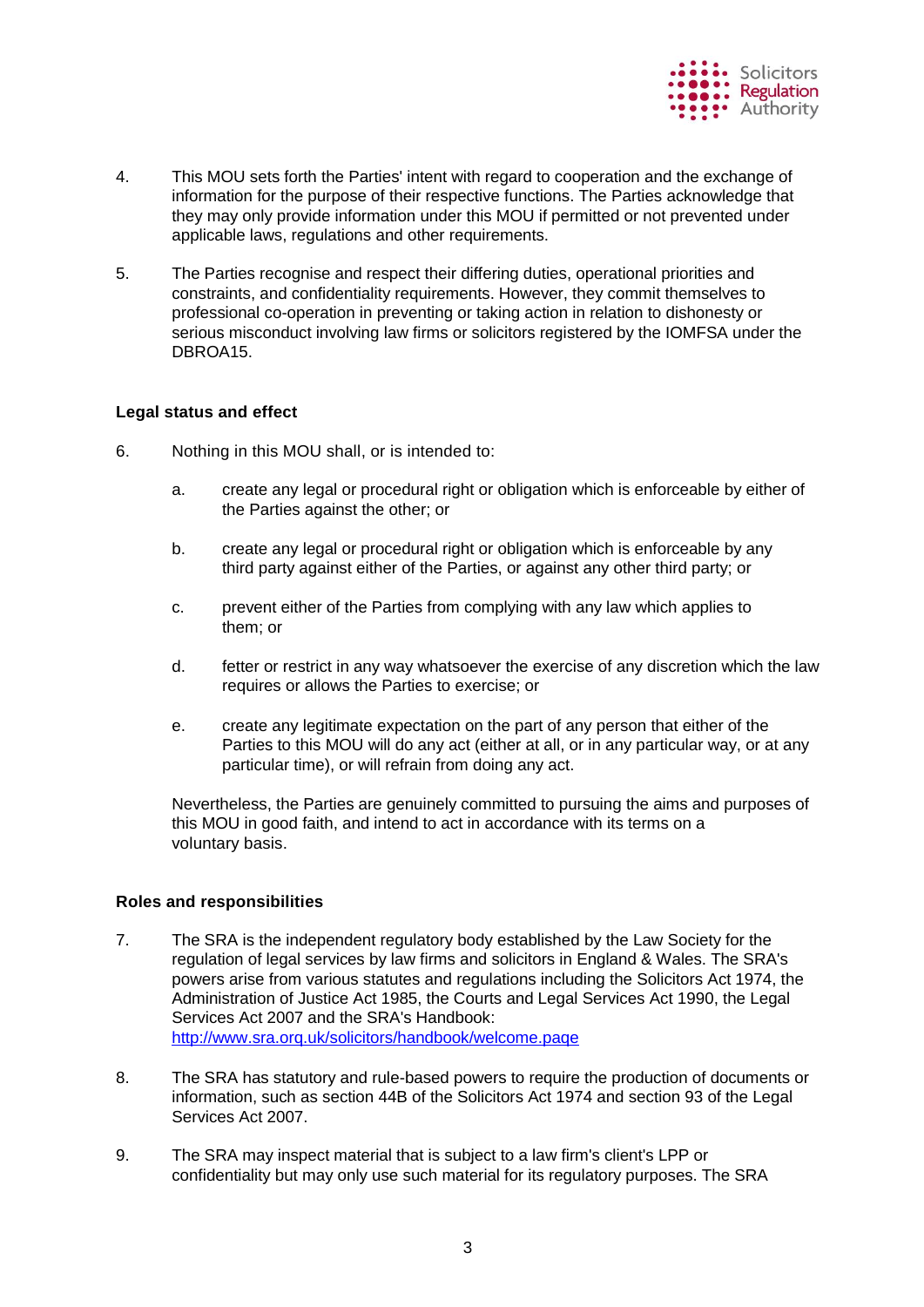4. This MOU sets forth the Parties' intent with regard to cooperation and the exchange of information for the purpose of their respective functions. The Parties acknowledge that they may only provide information under this MOU if permitted or not prevented under applicable laws, regulations and other requirements.

5. The Parties recognise and respect their differing duties, operational priorities and constraints, and confidentiality requirements. However, they commit themselves to professional co-operation in preventing or taking action in relation to dishonesty or serious misconduct involving law firms or solicitors registered by the IOMFSA under the DBROA15.

**Legal status and effect**

6. Nothing in this MOU shall, or is intended to:

   a. create any legal or procedural right or obligation which is enforceable by either of the Parties against the other; or

   b. create any legal or procedural right or obligation which is enforceable by any third party against either of the Parties, or against any other third party; or

   c. prevent either of the Parties from complying with any law which applies to them; or

   d. fetter or restrict in any way whatsoever the exercise of any discretion which the law requires or allows the Parties to exercise; or

   e. create any legitimate expectation on the part of any person that either of the Parties to this MOU will do any act (either at all, or in any particular way, or at any particular time), or will refrain from doing any act.

   Nevertheless, the Parties are genuinely committed to pursuing the aims and purposes of this MOU in good faith, and intend to act in accordance with its terms on a voluntary basis.

**Roles and responsibilities**

7. The SRA is the independent regulatory body established by the Law Society for the regulation of legal services by law firms and solicitors in England & Wales. The SRA's powers arise from various statutes and regulations including the Solicitors Act 1974, the Administration of Justice Act 1985, the Courts and Legal Services Act 1990, the Legal Services Act 2007 and the SRA's Handbook: http://www.sra.org.uk/solicitors/handbook/welcome.page

8. The SRA has statutory and rule-based powers to require the production of documents or information, such as section 44B of the Solicitors Act 1974 and section 93 of the Legal Services Act 2007.

9. The SRA may inspect material that is subject to a law firm's client's LPP or confidentiality but may only use such material for its regulatory purposes. The SRA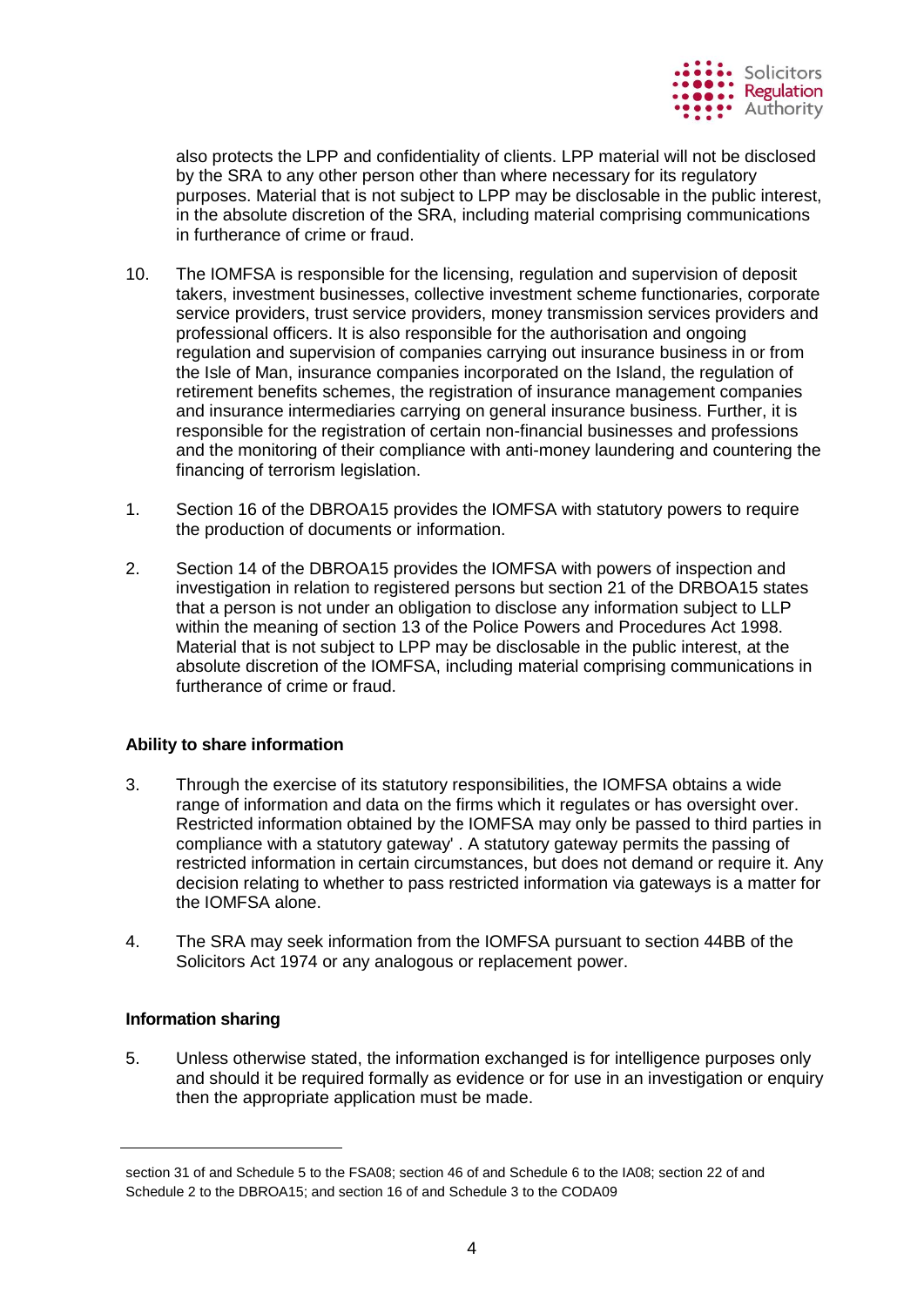also protects the LPP and confidentiality of clients. LPP material will not be disclosed by the SRA to any other person other than where necessary for its regulatory purposes. Material that is not subject to LPP may be disclosable in the public interest, in the absolute discretion of the SRA, including material comprising communications in furtherance of crime or fraud.

10. The IOMFSA is responsible for the licensing, regulation and supervision of deposit takers, investment businesses, collective investment scheme functionaries, corporate service providers, trust service providers, money transmission services providers and professional officers. It is also responsible for the authorisation and ongoing regulation and supervision of companies carrying out insurance business in or from the Isle of Man, insurance companies incorporated on the Island, the regulation of retirement benefits schemes, the registration of insurance management companies and insurance intermediaries carrying on general insurance business. Further, it is responsible for the registration of certain non-financial businesses and professions and the monitoring of their compliance with anti-money laundering and countering the financing of terrorism legislation.

1. Section 16 of the DBROA15 provides the IOMFSA with statutory powers to require the production of documents or information.

2. Section 14 of the DBROA15 provides the IOMFSA with powers of inspection and investigation in relation to registered persons but section 21 of the DRBOA15 states that a person is not under an obligation to disclose any information subject to LLP within the meaning of section 13 of the Police Powers and Procedures Act 1998. Material that is not subject to LPP may be disclosable in the public interest, at the absolute discretion of the IOMFSA, including material comprising communications in furtherance of crime or fraud.

**Ability to share information**

3. Through the exercise of its statutory responsibilities, the IOMFSA obtains a wide range of information and data on the firms which it regulates or has oversight over. Restricted information obtained by the IOMFSA may only be passed to third parties in compliance with a statutory gateway' . A statutory gateway permits the passing of restricted information in certain circumstances, but does not demand or require it. Any decision relating to whether to pass restricted information via gateways is a matter for the IOMFSA alone.

4. The SRA may seek information from the IOMFSA pursuant to section 44BB of the Solicitors Act 1974 or any analogous or replacement power.

**Information sharing**

5. Unless otherwise stated, the information exchanged is for intelligence purposes only and should it be required formally as evidence or for use in an investigation or enquiry then the appropriate application must be made.

---

section 31 of and Schedule 5 to the FSA08; section 46 of and Schedule 6 to the IA08; section 22 of and Schedule 2 to the DBROA15; and section 16 of and Schedule 3 to the CODA09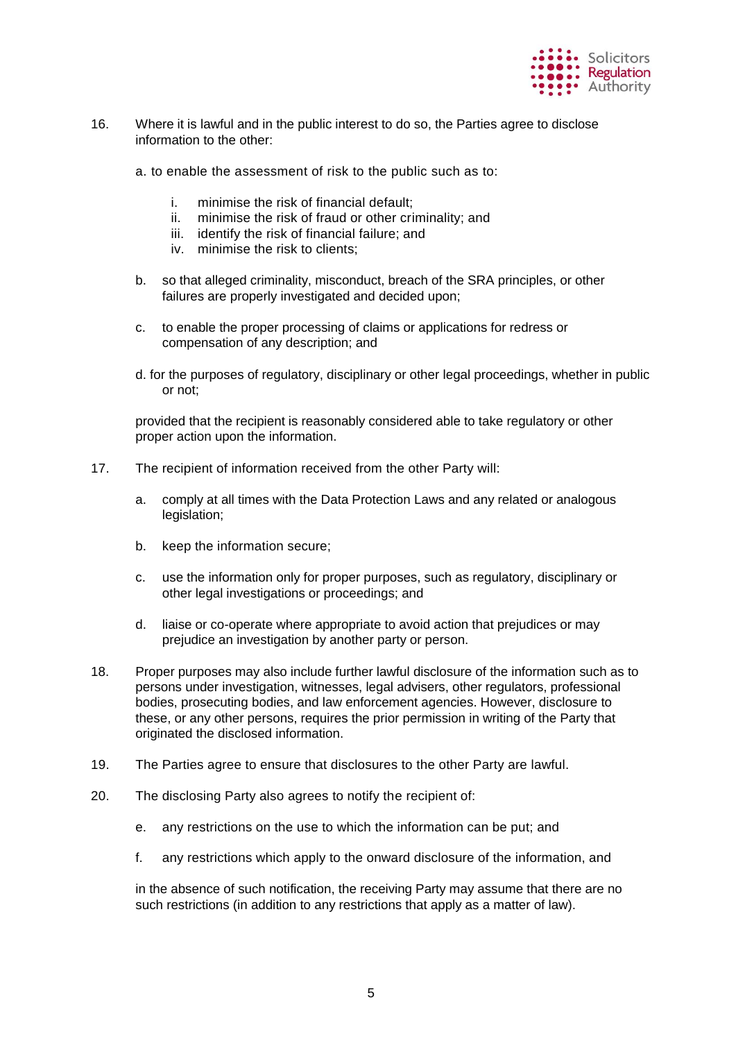16. Where it is lawful and in the public interest to do so, the Parties agree to disclose information to the other:

    a. to enable the assessment of risk to the public such as to:

        i. minimise the risk of financial default;
        ii. minimise the risk of fraud or other criminality; and
        iii. identify the risk of financial failure; and
        iv. minimise the risk to clients;

    b. so that alleged criminality, misconduct, breach of the SRA principles, or other failures are properly investigated and decided upon;

    c. to enable the proper processing of claims or applications for redress or compensation of any description; and

    d. for the purposes of regulatory, disciplinary or other legal proceedings, whether in public or not;

    provided that the recipient is reasonably considered able to take regulatory or other proper action upon the information.

17. The recipient of information received from the other Party will:

    a. comply at all times with the Data Protection Laws and any related or analogous legislation;

    b. keep the information secure;

    c. use the information only for proper purposes, such as regulatory, disciplinary or other legal investigations or proceedings; and

    d. liaise or co-operate where appropriate to avoid action that prejudices or may prejudice an investigation by another party or person.

18. Proper purposes may also include further lawful disclosure of the information such as to persons under investigation, witnesses, legal advisers, other regulators, professional bodies, prosecuting bodies, and law enforcement agencies. However, disclosure to these, or any other persons, requires the prior permission in writing of the Party that originated the disclosed information.

19. The Parties agree to ensure that disclosures to the other Party are lawful.

20. The disclosing Party also agrees to notify the recipient of:

    e. any restrictions on the use to which the information can be put; and

    f. any restrictions which apply to the onward disclosure of the information, and

    in the absence of such notification, the receiving Party may assume that there are no such restrictions (in addition to any restrictions that apply as a matter of law).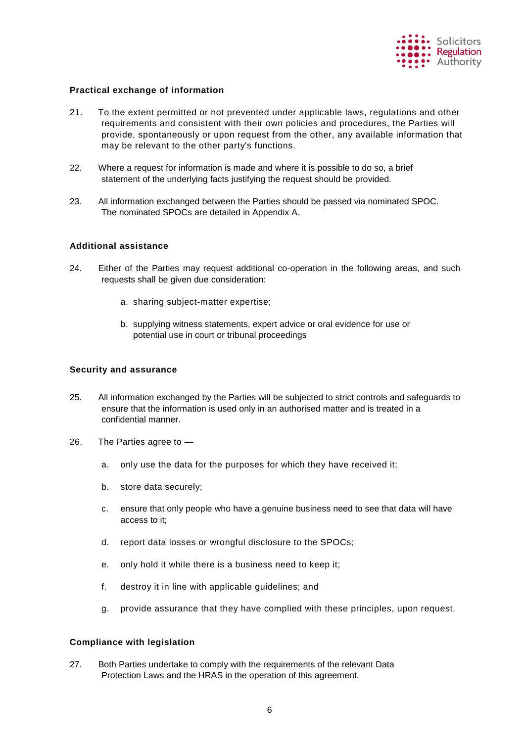**Practical exchange of information**

21. To the extent permitted or not prevented under applicable laws, regulations and other requirements and consistent with their own policies and procedures, the Parties will provide, spontaneously or upon request from the other, any available information that may be relevant to the other party's functions.

22. Where a request for information is made and where it is possible to do so, a brief statement of the underlying facts justifying the request should be provided.

23. All information exchanged between the Parties should be passed via nominated SPOC. The nominated SPOCs are detailed in Appendix A.

**Additional assistance**

24. Either of the Parties may request additional co-operation in the following areas, and such requests shall be given due consideration:

    a. sharing subject-matter expertise;

    b. supplying witness statements, expert advice or oral evidence for use or potential use in court or tribunal proceedings

**Security and assurance**

25. All information exchanged by the Parties will be subjected to strict controls and safeguards to ensure that the information is used only in an authorised matter and is treated in a confidential manner.

26. The Parties agree to —

    a. only use the data for the purposes for which they have received it;

    b. store data securely;

    c. ensure that only people who have a genuine business need to see that data will have access to it;

    d. report data losses or wrongful disclosure to the SPOCs;

    e. only hold it while there is a business need to keep it;

    f. destroy it in line with applicable guidelines; and

    g. provide assurance that they have complied with these principles, upon request.

**Compliance with legislation**

27. Both Parties undertake to comply with the requirements of the relevant Data Protection Laws and the HRAS in the operation of this agreement.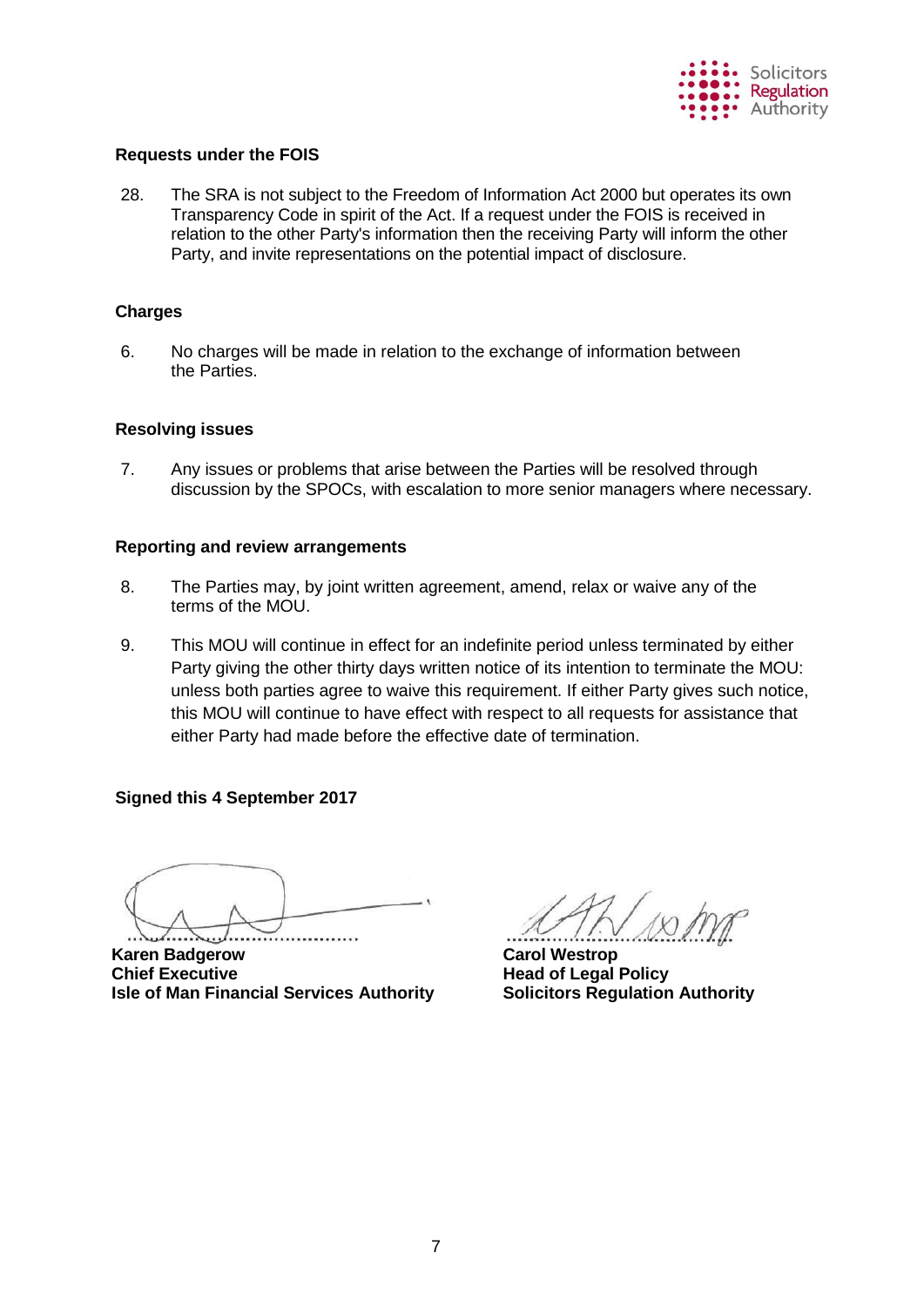### Requests under the FOIS

28. The SRA is not subject to the Freedom of Information Act 2000 but operates its own Transparency Code in spirit of the Act. If a request under the FOIS is received in relation to the other Party's information then the receiving Party will inform the other Party, and invite representations on the potential impact of disclosure.

### Charges

6. No charges will be made in relation to the exchange of information between the Parties.

### Resolving issues

7. Any issues or problems that arise between the Parties will be resolved through discussion by the SPOCs, with escalation to more senior managers where necessary.

### Reporting and review arrangements

8. The Parties may, by joint written agreement, amend, relax or waive any of the terms of the MOU.

9. This MOU will continue in effect for an indefinite period unless terminated by either Party giving the other thirty days written notice of its intention to terminate the MOU: unless both parties agree to waive this requirement. If either Party gives such notice, this MOU will continue to have effect with respect to all requests for assistance that either Party had made before the effective date of termination.

**Signed this 4 September 2017**

**Karen Badgerow**
**Chief Executive**
**Isle of Man Financial Services Authority**

**Carol Westrop**
**Head of Legal Policy**
**Solicitors Regulation Authority**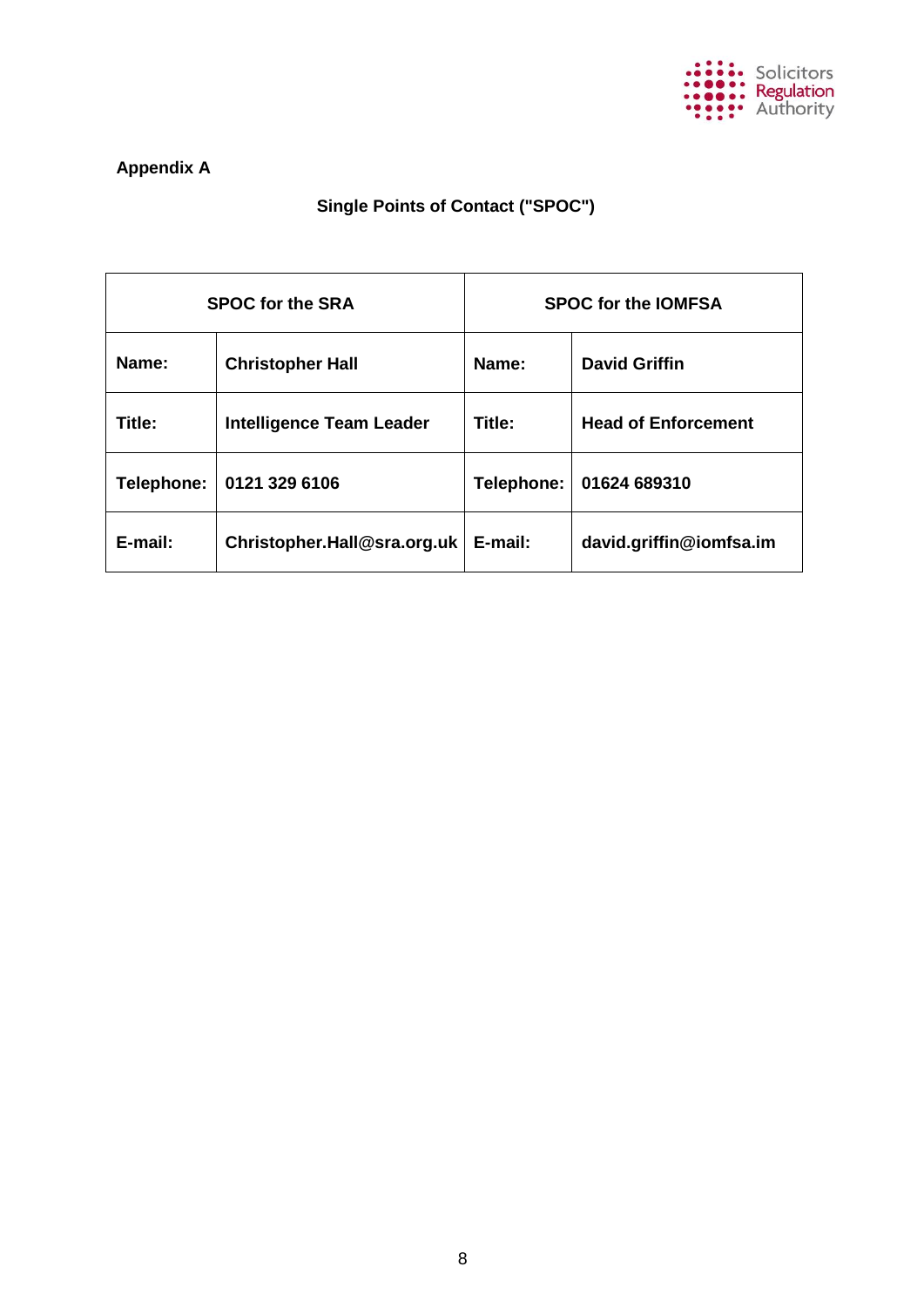**Appendix A**

**Single Points of Contact ("SPOC")**

| SPOC for the SRA | | SPOC for the IOMFSA | |
|---|---|---|---|
| **Name:** | **Christopher Hall** | **Name:** | **David Griffin** |
| **Title:** | **Intelligence Team Leader** | **Title:** | **Head of Enforcement** |
| **Telephone:** | **0121 329 6106** | **Telephone:** | **01624 689310** |
| **E-mail:** | **Christopher.Hall@sra.org.uk** | **E-mail:** | **david.griffin@iomfsa.im** |